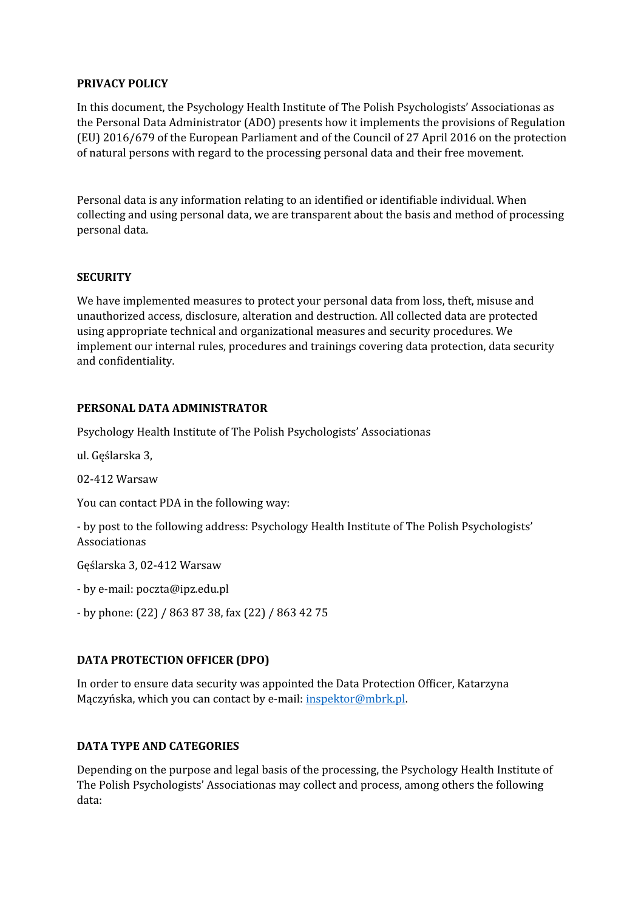## PRIVACY POLICY

In this document, the Psychology Health Institute of The Polish Psychologists' Associationas as the Personal Data Administrator (ADO) presents how it implements the provisions of Regulation (EU) 2016/679 of the European Parliament and of the Council of 27 April 2016 on the protection of natural persons with regard to the processing personal data and their free movement.

Personal data is any information relating to an identified or identifiable individual. When collecting and using personal data, we are transparent about the basis and method of processing personal data.

## SECURITY

We have implemented measures to protect your personal data from loss, theft, misuse and unauthorized access, disclosure, alteration and destruction. All collected data are protected using appropriate technical and organizational measures and security procedures. We implement our internal rules, procedures and trainings covering data protection, data security and confidentiality.

## PERSONAL DATA ADMINISTRATOR

Psychology Health Institute of The Polish Psychologists' Associationas

ul. Gęślarska 3,

02-412 Warsaw

You can contact PDA in the following way:

- by post to the following address: Psychology Health Institute of The Polish Psychologists' Associationas

Gęślarska 3, 02-412 Warsaw

- by e-mail: poczta@ipz.edu.pl

- by phone: (22) / 863 87 38, fax (22) / 863 42 75

## DATA PROTECTION OFFICER (DPO)

In order to ensure data security was appointed the Data Protection Officer, Katarzyna Mączyńska, which you can contact by e-mail: inspektor@mbrk.pl.

## DATA TYPE AND CATEGORIES

Depending on the purpose and legal basis of the processing, the Psychology Health Institute of The Polish Psychologists' Associationas may collect and process, among others the following data: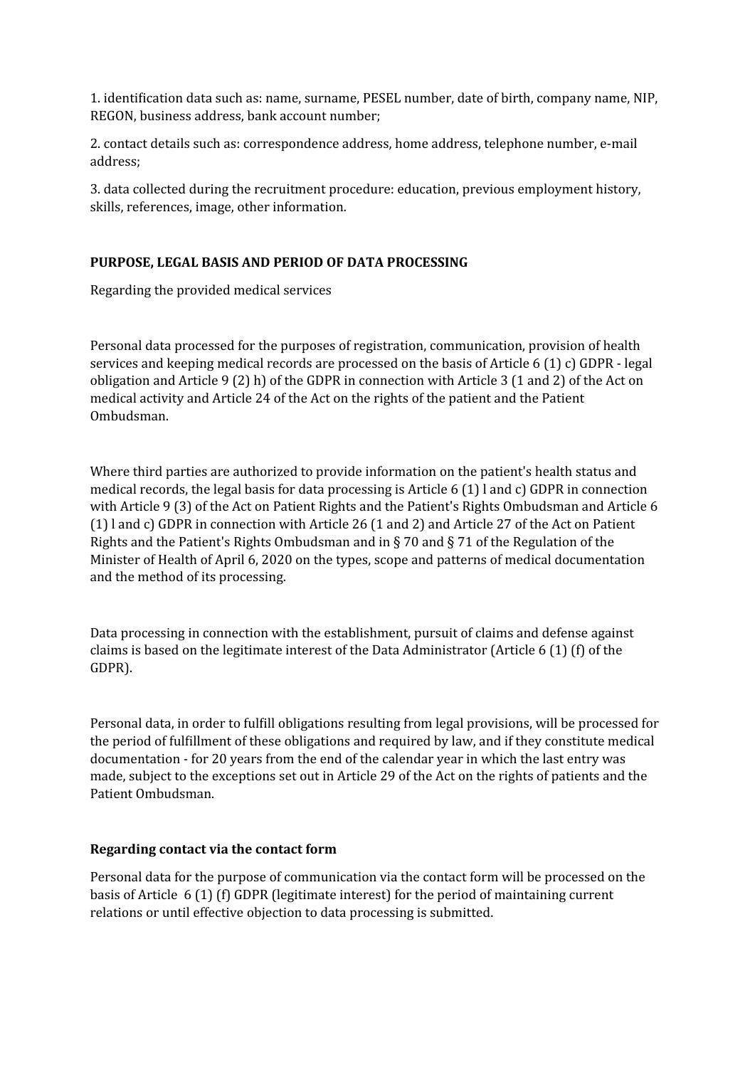1. identification data such as: name, surname, PESEL number, date of birth, company name, NIP, REGON, business address, bank account number;

2. contact details such as: correspondence address, home address, telephone number, e-mail address;

3. data collected during the recruitment procedure: education, previous employment history, skills, references, image, other information.

### PURPOSE, LEGAL BASIS AND PERIOD OF DATA PROCESSING

Regarding the provided medical services

Personal data processed for the purposes of registration, communication, provision of health services and keeping medical records are processed on the basis of Article 6 (1) c) GDPR - legal obligation and Article 9 (2) h) of the GDPR in connection with Article 3 (1 and 2) of the Act on medical activity and Article 24 of the Act on the rights of the patient and the Patient Ombudsman.

Where third parties are authorized to provide information on the patient's health status and medical records, the legal basis for data processing is Article 6 (1) l and c) GDPR in connection with Article 9 (3) of the Act on Patient Rights and the Patient's Rights Ombudsman and Article 6 (1) l and c) GDPR in connection with Article 26 (1 and 2) and Article 27 of the Act on Patient Rights and the Patient's Rights Ombudsman and in § 70 and § 71 of the Regulation of the Minister of Health of April 6, 2020 on the types, scope and patterns of medical documentation and the method of its processing.

Data processing in connection with the establishment, pursuit of claims and defense against claims is based on the legitimate interest of the Data Administrator (Article 6 (1) (f) of the GDPR).

Personal data, in order to fulfill obligations resulting from legal provisions, will be processed for the period of fulfillment of these obligations and required by law, and if they constitute medical documentation - for 20 years from the end of the calendar year in which the last entry was made, subject to the exceptions set out in Article 29 of the Act on the rights of patients and the Patient Ombudsman.

#### Regarding contact via the contact form

Personal data for the purpose of communication via the contact form will be processed on the basis of Article 6 (1) (f) GDPR (legitimate interest) for the period of maintaining current relations or until effective objection to data processing is submitted.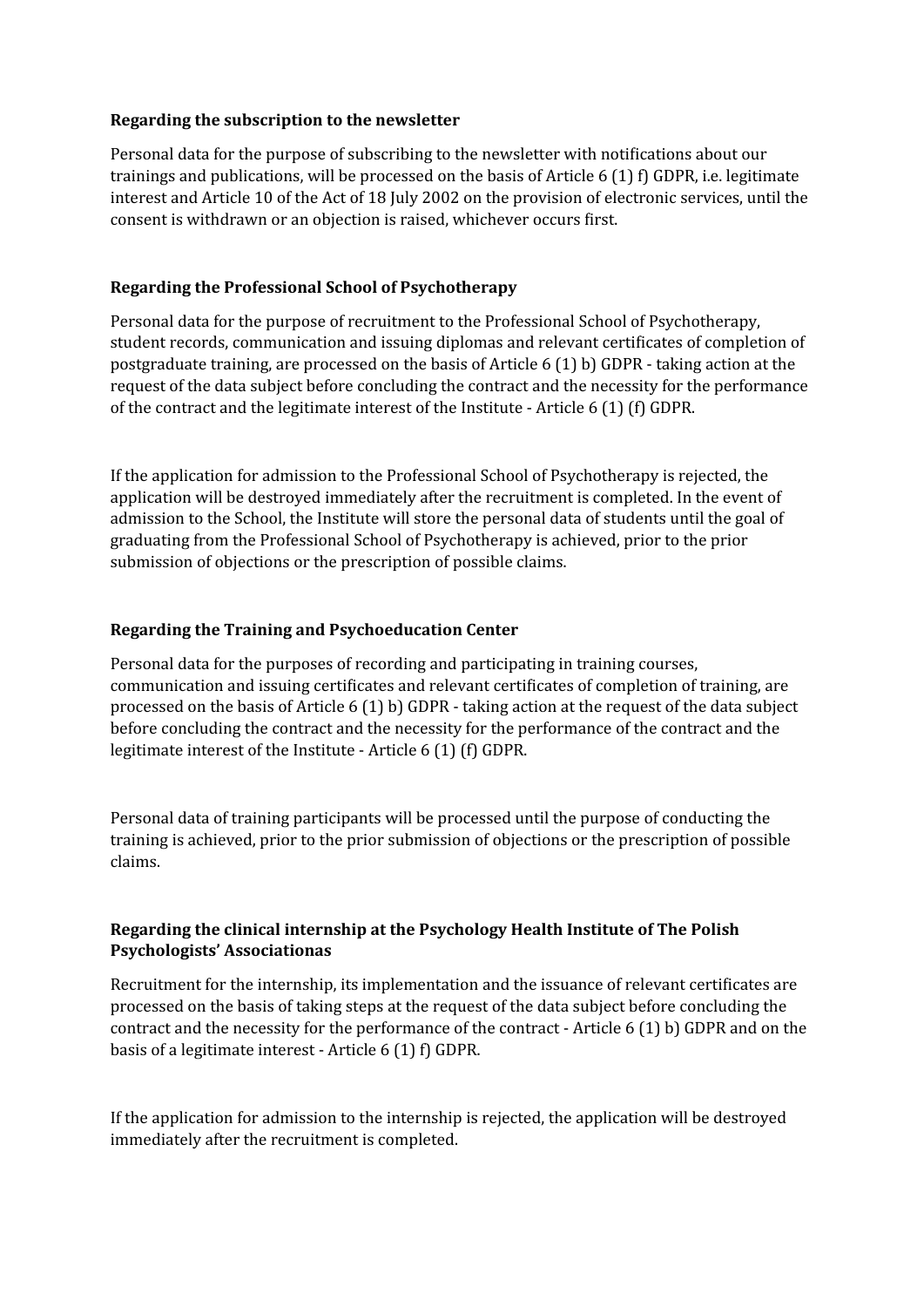**Regarding the subscription to the newsletter**

Personal data for the purpose of subscribing to the newsletter with notifications about our trainings and publications, will be processed on the basis of Article 6 (1) f) GDPR, i.e. legitimate interest and Article 10 of the Act of 18 July 2002 on the provision of electronic services, until the consent is withdrawn or an objection is raised, whichever occurs first.

**Regarding the Professional School of Psychotherapy**

Personal data for the purpose of recruitment to the Professional School of Psychotherapy, student records, communication and issuing diplomas and relevant certificates of completion of postgraduate training, are processed on the basis of Article 6 (1) b) GDPR - taking action at the request of the data subject before concluding the contract and the necessity for the performance of the contract and the legitimate interest of the Institute - Article 6 (1) (f) GDPR.

If the application for admission to the Professional School of Psychotherapy is rejected, the application will be destroyed immediately after the recruitment is completed. In the event of admission to the School, the Institute will store the personal data of students until the goal of graduating from the Professional School of Psychotherapy is achieved, prior to the prior submission of objections or the prescription of possible claims.

**Regarding the Training and Psychoeducation Center**

Personal data for the purposes of recording and participating in training courses, communication and issuing certificates and relevant certificates of completion of training, are processed on the basis of Article 6 (1) b) GDPR - taking action at the request of the data subject before concluding the contract and the necessity for the performance of the contract and the legitimate interest of the Institute - Article 6 (1) (f) GDPR.

Personal data of training participants will be processed until the purpose of conducting the training is achieved, prior to the prior submission of objections or the prescription of possible claims.

**Regarding the clinical internship at the Psychology Health Institute of The Polish Psychologists' Associationas**

Recruitment for the internship, its implementation and the issuance of relevant certificates are processed on the basis of taking steps at the request of the data subject before concluding the contract and the necessity for the performance of the contract - Article 6 (1) b) GDPR and on the basis of a legitimate interest - Article 6 (1) f) GDPR.

If the application for admission to the internship is rejected, the application will be destroyed immediately after the recruitment is completed.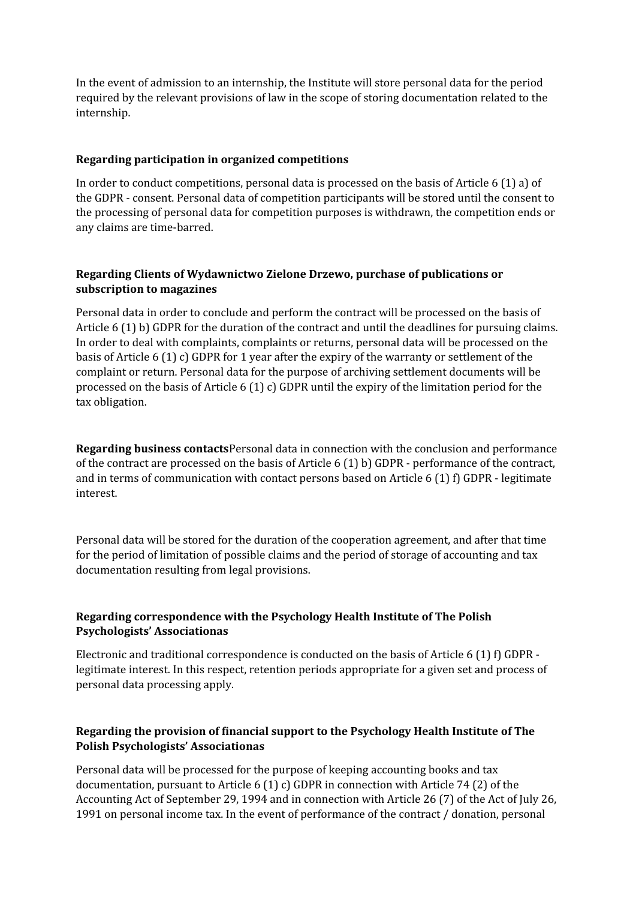In the event of admission to an internship, the Institute will store personal data for the period required by the relevant provisions of law in the scope of storing documentation related to the internship.

**Regarding participation in organized competitions**

In order to conduct competitions, personal data is processed on the basis of Article 6 (1) a) of the GDPR - consent. Personal data of competition participants will be stored until the consent to the processing of personal data for competition purposes is withdrawn, the competition ends or any claims are time-barred.

**Regarding Clients of Wydawnictwo Zielone Drzewo, purchase of publications or subscription to magazines**

Personal data in order to conclude and perform the contract will be processed on the basis of Article 6 (1) b) GDPR for the duration of the contract and until the deadlines for pursuing claims. In order to deal with complaints, complaints or returns, personal data will be processed on the basis of Article 6 (1) c) GDPR for 1 year after the expiry of the warranty or settlement of the complaint or return. Personal data for the purpose of archiving settlement documents will be processed on the basis of Article 6 (1) c) GDPR until the expiry of the limitation period for the tax obligation.

**Regarding business contacts**Personal data in connection with the conclusion and performance of the contract are processed on the basis of Article 6 (1) b) GDPR - performance of the contract, and in terms of communication with contact persons based on Article 6 (1) f) GDPR - legitimate interest.

Personal data will be stored for the duration of the cooperation agreement, and after that time for the period of limitation of possible claims and the period of storage of accounting and tax documentation resulting from legal provisions.

**Regarding correspondence with the Psychology Health Institute of The Polish Psychologists' Associationas**

Electronic and traditional correspondence is conducted on the basis of Article 6 (1) f) GDPR - legitimate interest. In this respect, retention periods appropriate for a given set and process of personal data processing apply.

**Regarding the provision of financial support to the Psychology Health Institute of The Polish Psychologists' Associationas**

Personal data will be processed for the purpose of keeping accounting books and tax documentation, pursuant to Article 6 (1) c) GDPR in connection with Article 74 (2) of the Accounting Act of September 29, 1994 and in connection with Article 26 (7) of the Act of July 26, 1991 on personal income tax. In the event of performance of the contract / donation, personal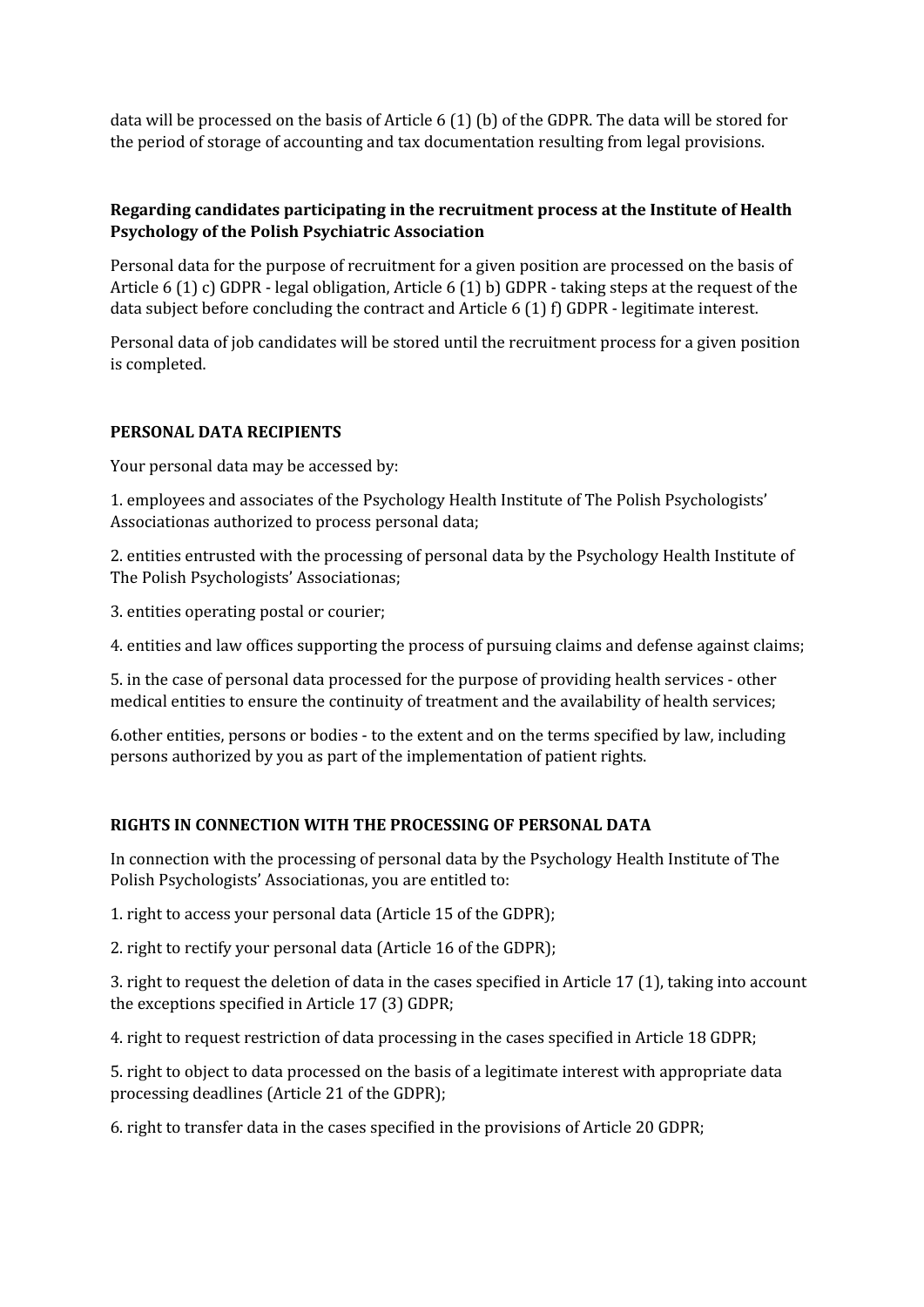data will be processed on the basis of Article 6 (1) (b) of the GDPR. The data will be stored for the period of storage of accounting and tax documentation resulting from legal provisions.

**Regarding candidates participating in the recruitment process at the Institute of Health Psychology of the Polish Psychiatric Association**

Personal data for the purpose of recruitment for a given position are processed on the basis of Article 6 (1) c) GDPR - legal obligation, Article 6 (1) b) GDPR - taking steps at the request of the data subject before concluding the contract and Article 6 (1) f) GDPR - legitimate interest.

Personal data of job candidates will be stored until the recruitment process for a given position is completed.

**PERSONAL DATA RECIPIENTS**

Your personal data may be accessed by:

1. employees and associates of the Psychology Health Institute of The Polish Psychologists' Associationas authorized to process personal data;

2. entities entrusted with the processing of personal data by the Psychology Health Institute of The Polish Psychologists' Associationas;

3. entities operating postal or courier;

4. entities and law offices supporting the process of pursuing claims and defense against claims;

5. in the case of personal data processed for the purpose of providing health services - other medical entities to ensure the continuity of treatment and the availability of health services;

6.other entities, persons or bodies - to the extent and on the terms specified by law, including persons authorized by you as part of the implementation of patient rights.

**RIGHTS IN CONNECTION WITH THE PROCESSING OF PERSONAL DATA**

In connection with the processing of personal data by the Psychology Health Institute of The Polish Psychologists' Associationas, you are entitled to:

1. right to access your personal data (Article 15 of the GDPR);

2. right to rectify your personal data (Article 16 of the GDPR);

3. right to request the deletion of data in the cases specified in Article 17 (1), taking into account the exceptions specified in Article 17 (3) GDPR;

4. right to request restriction of data processing in the cases specified in Article 18 GDPR;

5. right to object to data processed on the basis of a legitimate interest with appropriate data processing deadlines (Article 21 of the GDPR);

6. right to transfer data in the cases specified in the provisions of Article 20 GDPR;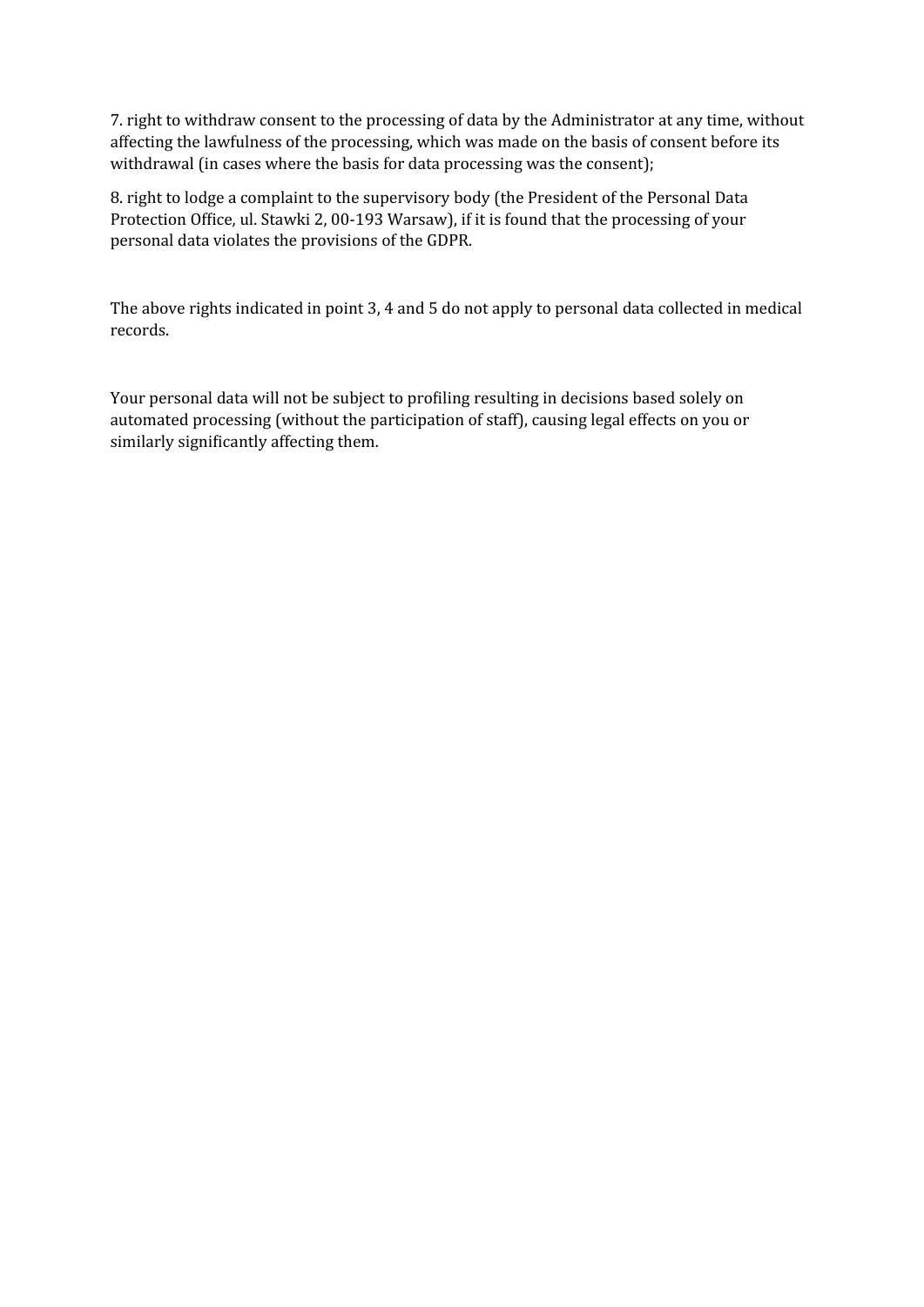7. right to withdraw consent to the processing of data by the Administrator at any time, without affecting the lawfulness of the processing, which was made on the basis of consent before its withdrawal (in cases where the basis for data processing was the consent);

8. right to lodge a complaint to the supervisory body (the President of the Personal Data Protection Office, ul. Stawki 2, 00-193 Warsaw), if it is found that the processing of your personal data violates the provisions of the GDPR.

The above rights indicated in point 3, 4 and 5 do not apply to personal data collected in medical records.

Your personal data will not be subject to profiling resulting in decisions based solely on automated processing (without the participation of staff), causing legal effects on you or similarly significantly affecting them.